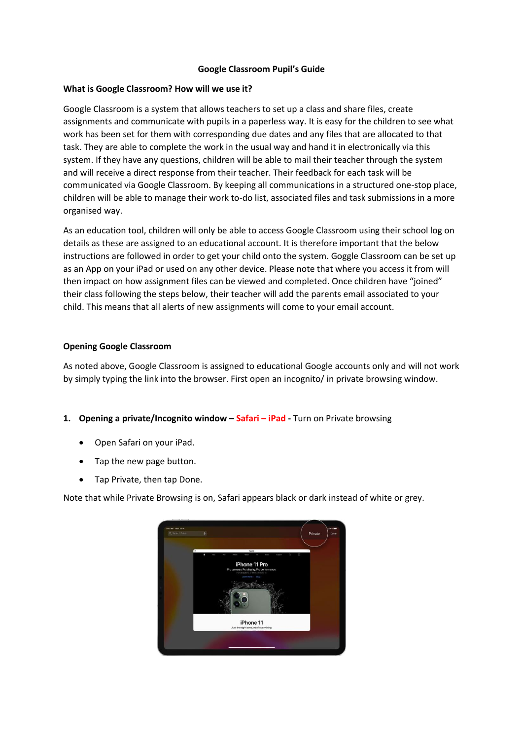# Google Classroom Pupil's Guide

**What is Google Classroom? How will we use it?**

Google Classroom is a system that allows teachers to set up a class and share files, create assignments and communicate with pupils in a paperless way. It is easy for the children to see what work has been set for them with corresponding due dates and any files that are allocated to that task. They are able to complete the work in the usual way and hand it in electronically via this system. If they have any questions, children will be able to mail their teacher through the system and will receive a direct response from their teacher. Their feedback for each task will be communicated via Google Classroom. By keeping all communications in a structured one-stop place, children will be able to manage their work to-do list, associated files and task submissions in a more organised way.

As an education tool, children will only be able to access Google Classroom using their school log on details as these are assigned to an educational account. It is therefore important that the below instructions are followed in order to get your child onto the system. Goggle Classroom can be set up as an App on your iPad or used on any other device. Please note that where you access it from will then impact on how assignment files can be viewed and completed. Once children have "joined" their class following the steps below, their teacher will add the parents email associated to your child. This means that all alerts of new assignments will come to your email account.

**Opening Google Classroom**

As noted above, Google Classroom is assigned to educational Google accounts only and will not work by simply typing the link into the browser. First open an incognito/ in private browsing window.

1. **Opening a private/Incognito window – Safari – iPad -** Turn on Private browsing

- Open Safari on your iPad.
- Tap the new page button.
- Tap Private, then tap Done.

Note that while Private Browsing is on, Safari appears black or dark instead of white or grey.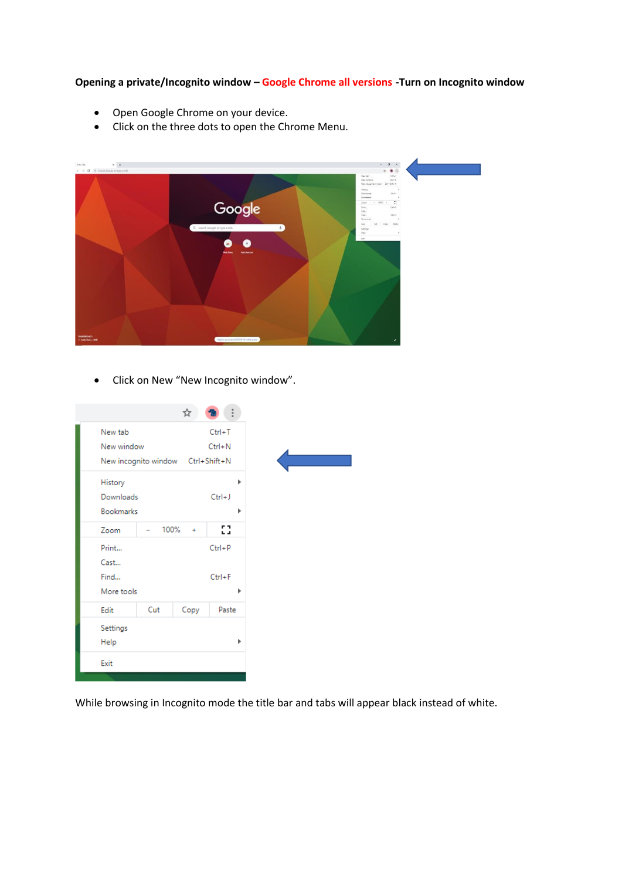**Opening a private/Incognito window – Google Chrome all versions -Turn on Incognito window**

- Open Google Chrome on your device.
- Click on the three dots to open the Chrome Menu.

- Click on New "New Incognito window".

While browsing in Incognito mode the title bar and tabs will appear black instead of white.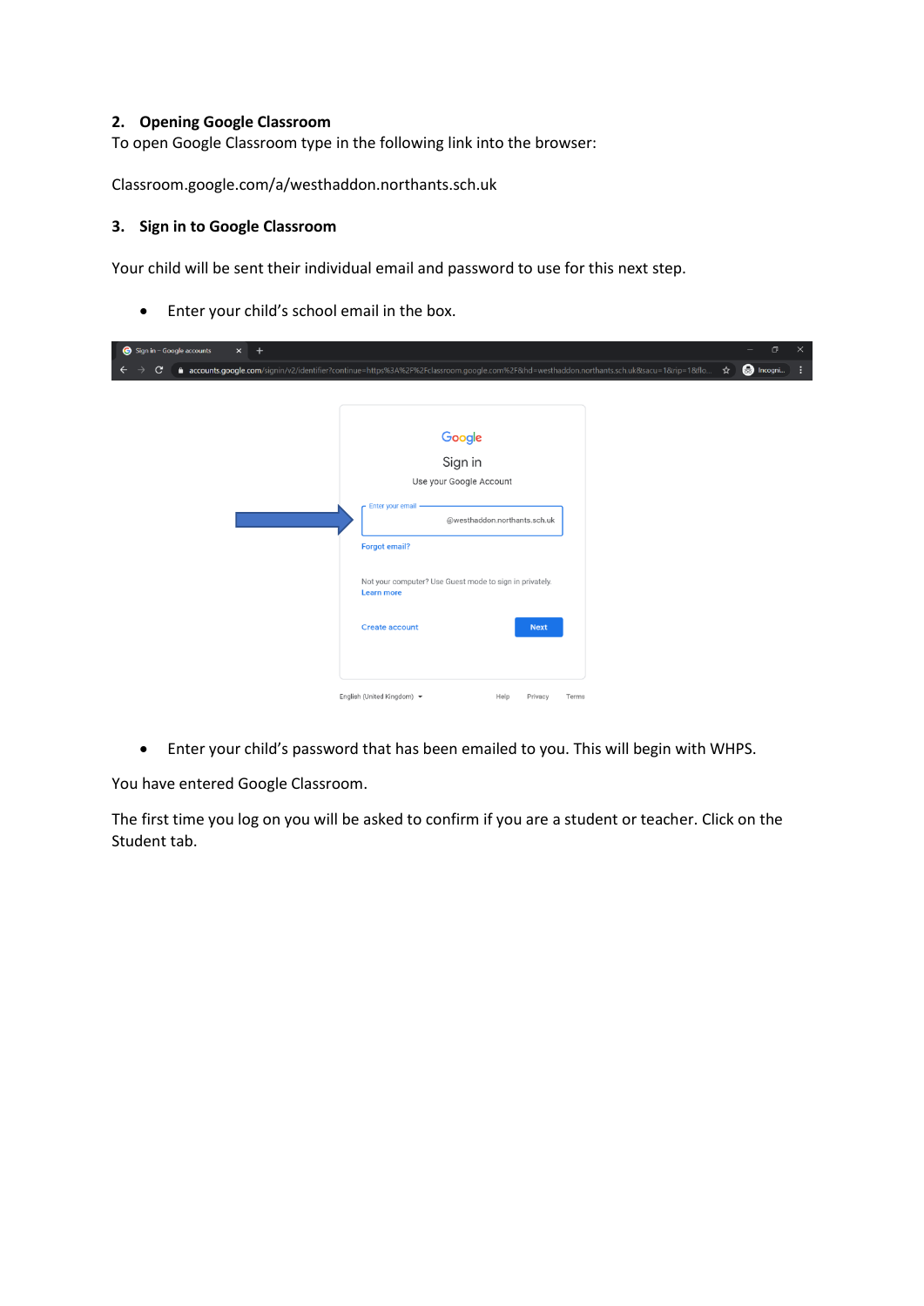## 2. Opening Google Classroom

To open Google Classroom type in the following link into the browser:

Classroom.google.com/a/westhaddon.northants.sch.uk

## 3. Sign in to Google Classroom

Your child will be sent their individual email and password to use for this next step.

- Enter your child's school email in the box.

- Enter your child's password that has been emailed to you. This will begin with WHPS.

You have entered Google Classroom.

The first time you log on you will be asked to confirm if you are a student or teacher. Click on the Student tab.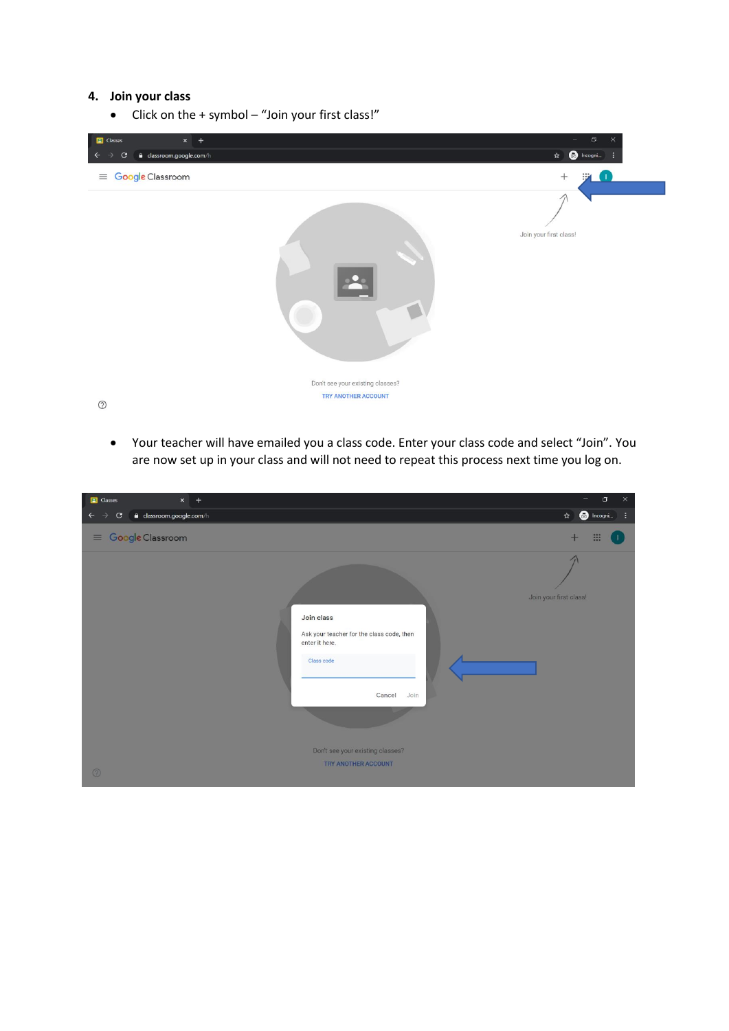## 4. Join your class

- Click on the + symbol – "Join your first class!"

- Your teacher will have emailed you a class code. Enter your class code and select "Join". You are now set up in your class and will not need to repeat this process next time you log on.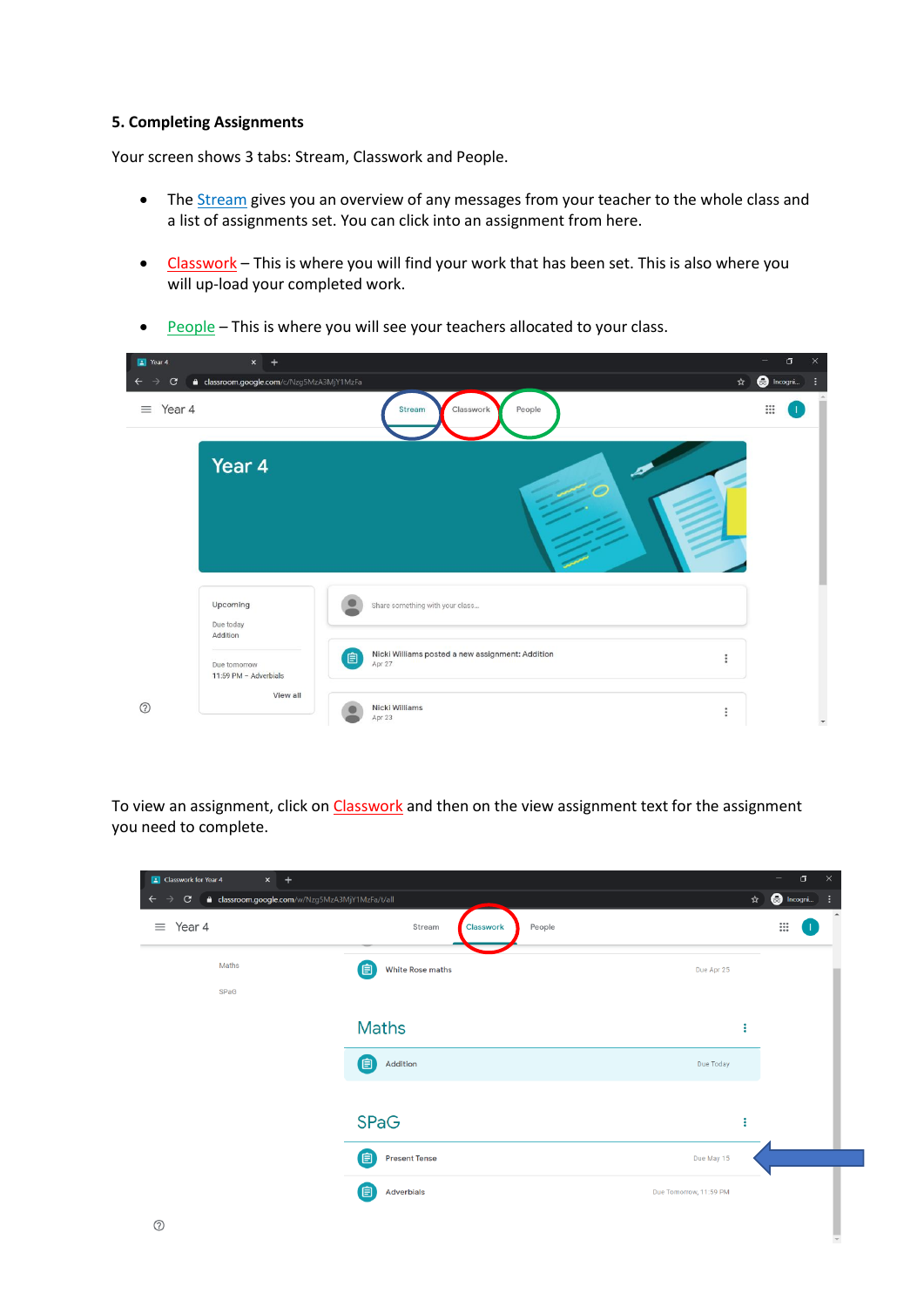**5. Completing Assignments**

Your screen shows 3 tabs: Stream, Classwork and People.

- The Stream gives you an overview of any messages from your teacher to the whole class and a list of assignments set. You can click into an assignment from here.
- Classwork – This is where you will find your work that has been set. This is also where you will up-load your completed work.
- People – This is where you will see your teachers allocated to your class.

To view an assignment, click on Classwork and then on the view assignment text for the assignment you need to complete.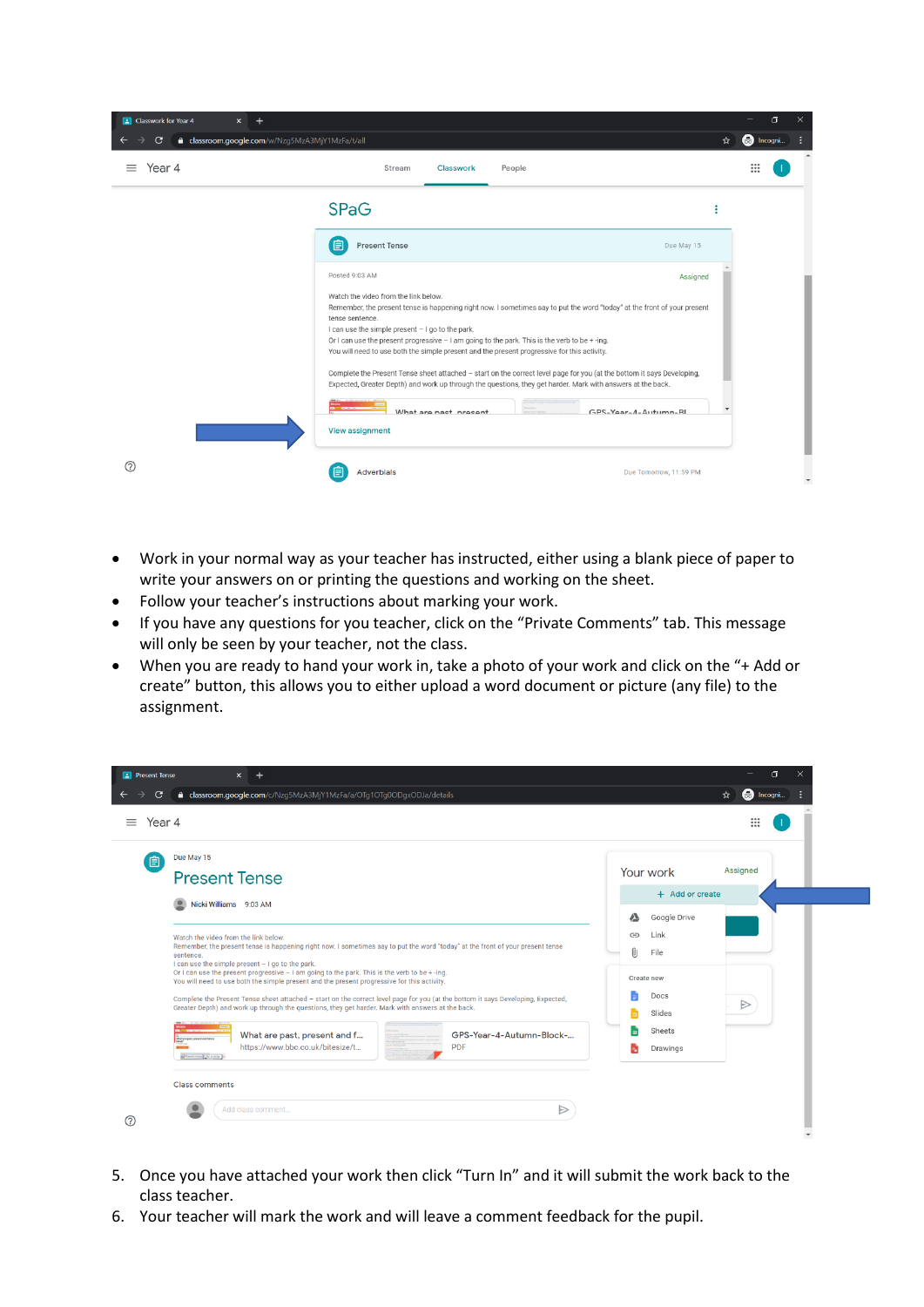- Work in your normal way as your teacher has instructed, either using a blank piece of paper to write your answers on or printing the questions and working on the sheet.
- Follow your teacher's instructions about marking your work.
- If you have any questions for you teacher, click on the "Private Comments" tab. This message will only be seen by your teacher, not the class.
- When you are ready to hand your work in, take a photo of your work and click on the "+ Add or create" button, this allows you to either upload a word document or picture (any file) to the assignment.

5. Once you have attached your work then click "Turn In" and it will submit the work back to the class teacher.
6. Your teacher will mark the work and will leave a comment feedback for the pupil.